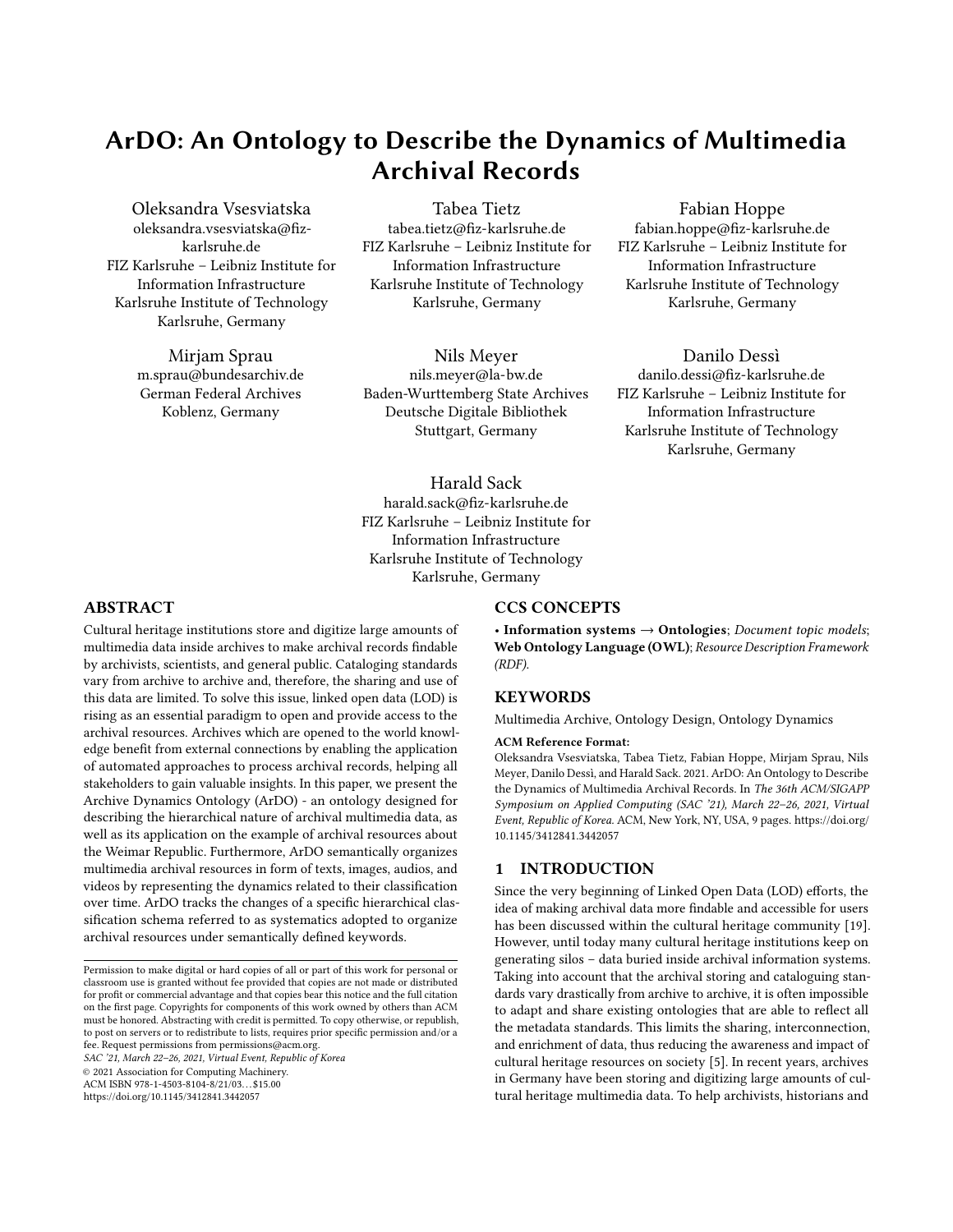# ArDO: An Ontology to Describe the Dynamics of Multimedia Archival Records

Oleksandra Vsesviatska
oleksandra.vsesviatska@fiz-karlsruhe.de
FIZ Karlsruhe – Leibniz Institute for Information Infrastructure
Karlsruhe Institute of Technology
Karlsruhe, Germany

Tabea Tietz
tabea.tietz@fiz-karlsruhe.de
FIZ Karlsruhe – Leibniz Institute for Information Infrastructure
Karlsruhe Institute of Technology
Karlsruhe, Germany

Fabian Hoppe
fabian.hoppe@fiz-karlsruhe.de
FIZ Karlsruhe – Leibniz Institute for Information Infrastructure
Karlsruhe Institute of Technology
Karlsruhe, Germany

Mirjam Sprau
m.sprau@bundesarchiv.de
German Federal Archives
Koblenz, Germany

Nils Meyer
nils.meyer@la-bw.de
Baden-Wurttemberg State Archives
Deutsche Digitale Bibliothek
Stuttgart, Germany

Danilo Dessì
danilo.dessi@fiz-karlsruhe.de
FIZ Karlsruhe – Leibniz Institute for Information Infrastructure
Karlsruhe Institute of Technology
Karlsruhe, Germany

Harald Sack
harald.sack@fiz-karlsruhe.de
FIZ Karlsruhe – Leibniz Institute for Information Infrastructure
Karlsruhe Institute of Technology
Karlsruhe, Germany

## ABSTRACT

Cultural heritage institutions store and digitize large amounts of multimedia data inside archives to make archival records findable by archivists, scientists, and general public. Cataloging standards vary from archive to archive and, therefore, the sharing and use of this data are limited. To solve this issue, linked open data (LOD) is rising as an essential paradigm to open and provide access to the archival resources. Archives which are opened to the world knowledge benefit from external connections by enabling the application of automated approaches to process archival records, helping all stakeholders to gain valuable insights. In this paper, we present the Archive Dynamics Ontology (ArDO) - an ontology designed for describing the hierarchical nature of archival multimedia data, as well as its application on the example of archival resources about the Weimar Republic. Furthermore, ArDO semantically organizes multimedia archival resources in form of texts, images, audios, and videos by representing the dynamics related to their classification over time. ArDO tracks the changes of a specific hierarchical classification schema referred to as systematics adopted to organize archival resources under semantically defined keywords.

## CCS CONCEPTS

• **Information systems → Ontologies**; *Document topic models*; **Web Ontology Language (OWL)**; *Resource Description Framework (RDF)*.

## KEYWORDS

Multimedia Archive, Ontology Design, Ontology Dynamics

**ACM Reference Format:**
Oleksandra Vsesviatska, Tabea Tietz, Fabian Hoppe, Mirjam Sprau, Nils Meyer, Danilo Dessì, and Harald Sack. 2021. ArDO: An Ontology to Describe the Dynamics of Multimedia Archival Records. In *The 36th ACM/SIGAPP Symposium on Applied Computing (SAC '21), March 22–26, 2021, Virtual Event, Republic of Korea.* ACM, New York, NY, USA, 9 pages. https://doi.org/10.1145/3412841.3442057

Permission to make digital or hard copies of all or part of this work for personal or classroom use is granted without fee provided that copies are not made or distributed for profit or commercial advantage and that copies bear this notice and the full citation on the first page. Copyrights for components of this work owned by others than ACM must be honored. Abstracting with credit is permitted. To copy otherwise, or republish, to post on servers or to redistribute to lists, requires prior specific permission and/or a fee. Request permissions from permissions@acm.org.
*SAC '21, March 22–26, 2021, Virtual Event, Republic of Korea*
© 2021 Association for Computing Machinery.
ACM ISBN 978-1-4503-8104-8/21/03…$15.00
https://doi.org/10.1145/3412841.3442057

## 1 INTRODUCTION

Since the very beginning of Linked Open Data (LOD) efforts, the idea of making archival data more findable and accessible for users has been discussed within the cultural heritage community [19]. However, until today many cultural heritage institutions keep on generating silos – data buried inside archival information systems. Taking into account that the archival storing and cataloguing standards vary drastically from archive to archive, it is often impossible to adapt and share existing ontologies that are able to reflect all the metadata standards. This limits the sharing, interconnection, and enrichment of data, thus reducing the awareness and impact of cultural heritage resources on society [5]. In recent years, archives in Germany have been storing and digitizing large amounts of cultural heritage multimedia data. To help archivists, historians and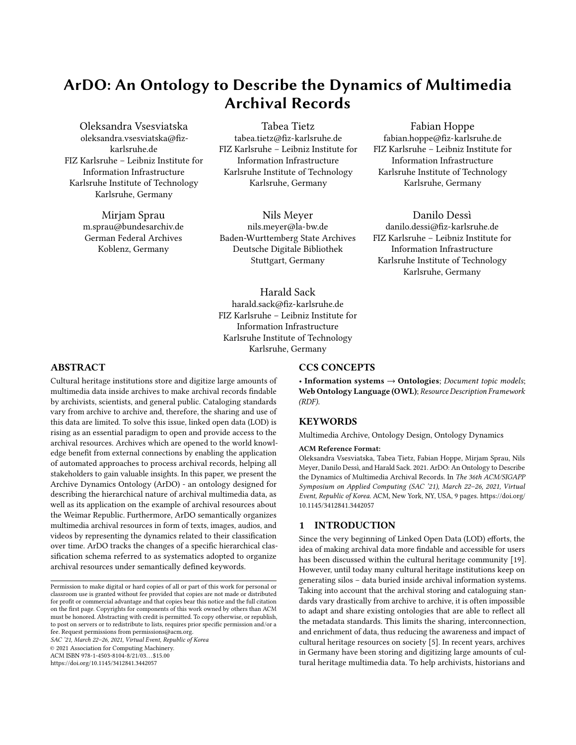# ArDO: An Ontology to Describe the Dynamics of Multimedia Archival Records

Oleksandra Vsesviatska
oleksandra.vsesviatska@fiz-karlsruhe.de
FIZ Karlsruhe – Leibniz Institute for Information Infrastructure
Karlsruhe Institute of Technology
Karlsruhe, Germany

Tabea Tietz
tabea.tietz@fiz-karlsruhe.de
FIZ Karlsruhe – Leibniz Institute for Information Infrastructure
Karlsruhe Institute of Technology
Karlsruhe, Germany

Fabian Hoppe
fabian.hoppe@fiz-karlsruhe.de
FIZ Karlsruhe – Leibniz Institute for Information Infrastructure
Karlsruhe Institute of Technology
Karlsruhe, Germany

Mirjam Sprau
m.sprau@bundesarchiv.de
German Federal Archives
Koblenz, Germany

Nils Meyer
nils.meyer@la-bw.de
Baden-Wurttemberg State Archives
Deutsche Digitale Bibliothek
Stuttgart, Germany

Danilo Dessì
danilo.dessi@fiz-karlsruhe.de
FIZ Karlsruhe – Leibniz Institute for Information Infrastructure
Karlsruhe Institute of Technology
Karlsruhe, Germany

Harald Sack
harald.sack@fiz-karlsruhe.de
FIZ Karlsruhe – Leibniz Institute for Information Infrastructure
Karlsruhe Institute of Technology
Karlsruhe, Germany

## ABSTRACT

Cultural heritage institutions store and digitize large amounts of multimedia data inside archives to make archival records findable by archivists, scientists, and general public. Cataloging standards vary from archive to archive and, therefore, the sharing and use of this data are limited. To solve this issue, linked open data (LOD) is rising as an essential paradigm to open and provide access to the archival resources. Archives which are opened to the world knowledge benefit from external connections by enabling the application of automated approaches to process archival records, helping all stakeholders to gain valuable insights. In this paper, we present the Archive Dynamics Ontology (ArDO) - an ontology designed for describing the hierarchical nature of archival multimedia data, as well as its application on the example of archival resources about the Weimar Republic. Furthermore, ArDO semantically organizes multimedia archival resources in form of texts, images, audios, and videos by representing the dynamics related to their classification over time. ArDO tracks the changes of a specific hierarchical classification schema referred to as systematics adopted to organize archival resources under semantically defined keywords.

## CCS CONCEPTS

• **Information systems → Ontologies**; *Document topic models*; **Web Ontology Language (OWL)**; *Resource Description Framework (RDF)*.

## KEYWORDS

Multimedia Archive, Ontology Design, Ontology Dynamics

**ACM Reference Format:**
Oleksandra Vsesviatska, Tabea Tietz, Fabian Hoppe, Mirjam Sprau, Nils Meyer, Danilo Dessì, and Harald Sack. 2021. ArDO: An Ontology to Describe the Dynamics of Multimedia Archival Records. In *The 36th ACM/SIGAPP Symposium on Applied Computing (SAC '21), March 22–26, 2021, Virtual Event, Republic of Korea.* ACM, New York, NY, USA, 9 pages. https://doi.org/10.1145/3412841.3442057

Permission to make digital or hard copies of all or part of this work for personal or classroom use is granted without fee provided that copies are not made or distributed for profit or commercial advantage and that copies bear this notice and the full citation on the first page. Copyrights for components of this work owned by others than ACM must be honored. Abstracting with credit is permitted. To copy otherwise, or republish, to post on servers or to redistribute to lists, requires prior specific permission and/or a fee. Request permissions from permissions@acm.org.
*SAC '21, March 22–26, 2021, Virtual Event, Republic of Korea*
© 2021 Association for Computing Machinery.
ACM ISBN 978-1-4503-8104-8/21/03...$15.00
https://doi.org/10.1145/3412841.3442057

## 1 INTRODUCTION

Since the very beginning of Linked Open Data (LOD) efforts, the idea of making archival data more findable and accessible for users has been discussed within the cultural heritage community [19]. However, until today many cultural heritage institutions keep on generating silos – data buried inside archival information systems. Taking into account that the archival storing and cataloguing standards vary drastically from archive to archive, it is often impossible to adapt and share existing ontologies that are able to reflect all the metadata standards. This limits the sharing, interconnection, and enrichment of data, thus reducing the awareness and impact of cultural heritage resources on society [5]. In recent years, archives in Germany have been storing and digitizing large amounts of cultural heritage multimedia data. To help archivists, historians and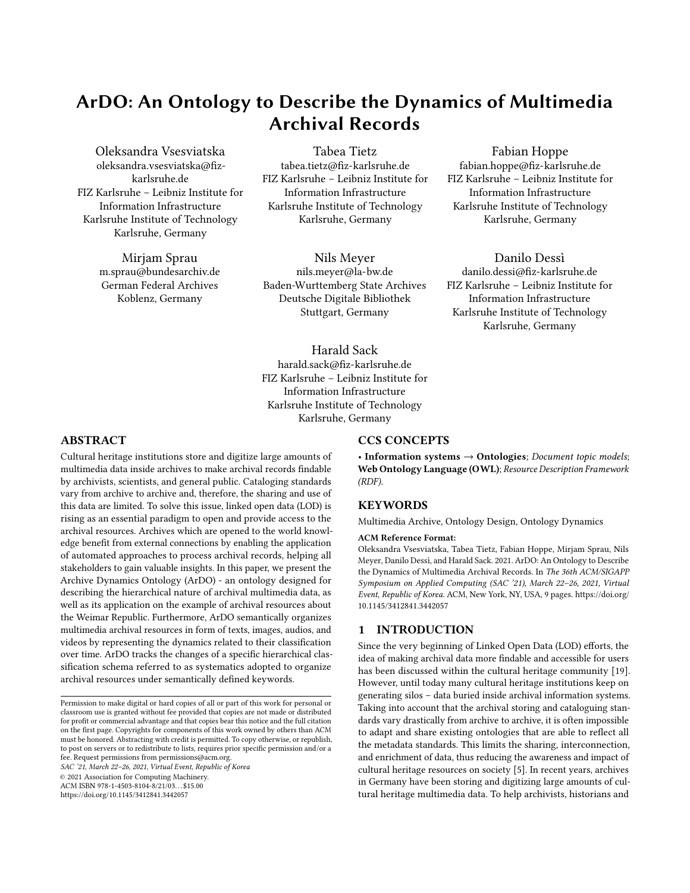# ArDO: An Ontology to Describe the Dynamics of Multimedia Archival Records

Oleksandra Vsesviatska
oleksandra.vsesviatska@fiz-karlsruhe.de
FIZ Karlsruhe – Leibniz Institute for Information Infrastructure
Karlsruhe Institute of Technology
Karlsruhe, Germany

Tabea Tietz
tabea.tietz@fiz-karlsruhe.de
FIZ Karlsruhe – Leibniz Institute for Information Infrastructure
Karlsruhe Institute of Technology
Karlsruhe, Germany

Fabian Hoppe
fabian.hoppe@fiz-karlsruhe.de
FIZ Karlsruhe – Leibniz Institute for Information Infrastructure
Karlsruhe Institute of Technology
Karlsruhe, Germany

Mirjam Sprau
m.sprau@bundesarchiv.de
German Federal Archives
Koblenz, Germany

Nils Meyer
nils.meyer@la-bw.de
Baden-Wurttemberg State Archives
Deutsche Digitale Bibliothek
Stuttgart, Germany

Danilo Dessì
danilo.dessi@fiz-karlsruhe.de
FIZ Karlsruhe – Leibniz Institute for Information Infrastructure
Karlsruhe Institute of Technology
Karlsruhe, Germany

Harald Sack
harald.sack@fiz-karlsruhe.de
FIZ Karlsruhe – Leibniz Institute for Information Infrastructure
Karlsruhe Institute of Technology
Karlsruhe, Germany

## ABSTRACT

Cultural heritage institutions store and digitize large amounts of multimedia data inside archives to make archival records findable by archivists, scientists, and general public. Cataloging standards vary from archive to archive and, therefore, the sharing and use of this data are limited. To solve this issue, linked open data (LOD) is rising as an essential paradigm to open and provide access to the archival resources. Archives which are opened to the world knowledge benefit from external connections by enabling the application of automated approaches to process archival records, helping all stakeholders to gain valuable insights. In this paper, we present the Archive Dynamics Ontology (ArDO) - an ontology designed for describing the hierarchical nature of archival multimedia data, as well as its application on the example of archival resources about the Weimar Republic. Furthermore, ArDO semantically organizes multimedia archival resources in form of texts, images, audios, and videos by representing the dynamics related to their classification over time. ArDO tracks the changes of a specific hierarchical classification schema referred to as systematics adopted to organize archival resources under semantically defined keywords.

## CCS CONCEPTS

• **Information systems** → **Ontologies**; *Document topic models*; **Web Ontology Language (OWL)**; *Resource Description Framework (RDF)*.

## KEYWORDS

Multimedia Archive, Ontology Design, Ontology Dynamics

**ACM Reference Format:**
Oleksandra Vsesviatska, Tabea Tietz, Fabian Hoppe, Mirjam Sprau, Nils Meyer, Danilo Dessì, and Harald Sack. 2021. ArDO: An Ontology to Describe the Dynamics of Multimedia Archival Records. In *The 36th ACM/SIGAPP Symposium on Applied Computing (SAC '21), March 22–26, 2021, Virtual Event, Republic of Korea.* ACM, New York, NY, USA, 9 pages. https://doi.org/10.1145/3412841.3442057

Permission to make digital or hard copies of all or part of this work for personal or classroom use is granted without fee provided that copies are not made or distributed for profit or commercial advantage and that copies bear this notice and the full citation on the first page. Copyrights for components of this work owned by others than ACM must be honored. Abstracting with credit is permitted. To copy otherwise, or republish, to post on servers or to redistribute to lists, requires prior specific permission and/or a fee. Request permissions from permissions@acm.org.
*SAC '21, March 22–26, 2021, Virtual Event, Republic of Korea*
© 2021 Association for Computing Machinery.
ACM ISBN 978-1-4503-8104-8/21/03…$15.00
https://doi.org/10.1145/3412841.3442057

## 1 INTRODUCTION

Since the very beginning of Linked Open Data (LOD) efforts, the idea of making archival data more findable and accessible for users has been discussed within the cultural heritage community [19]. However, until today many cultural heritage institutions keep on generating silos – data buried inside archival information systems. Taking into account that the archival storing and cataloguing standards vary drastically from archive to archive, it is often impossible to adapt and share existing ontologies that are able to reflect all the metadata standards. This limits the sharing, interconnection, and enrichment of data, thus reducing the awareness and impact of cultural heritage resources on society [5]. In recent years, archives in Germany have been storing and digitizing large amounts of cultural heritage multimedia data. To help archivists, historians and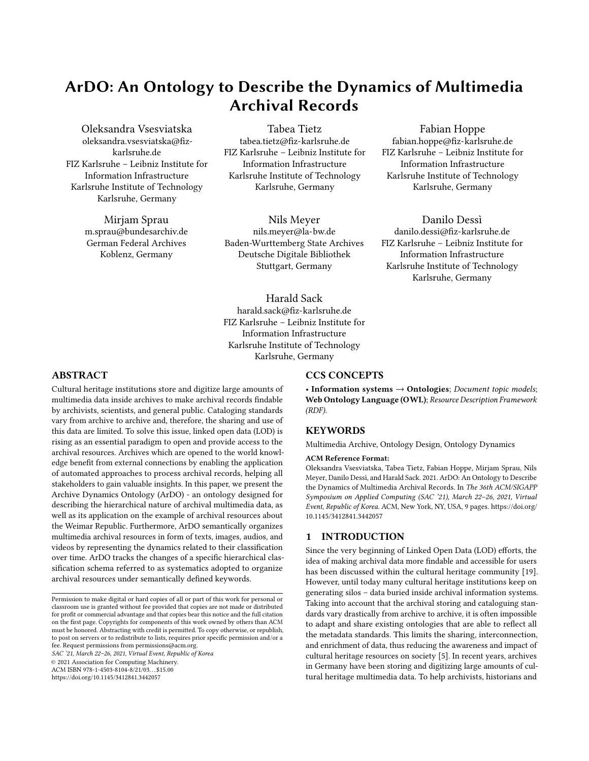# ArDO: An Ontology to Describe the Dynamics of Multimedia Archival Records

Oleksandra Vsesviatska
oleksandra.vsesviatska@fiz-karlsruhe.de
FIZ Karlsruhe – Leibniz Institute for Information Infrastructure
Karlsruhe Institute of Technology
Karlsruhe, Germany

Tabea Tietz
tabea.tietz@fiz-karlsruhe.de
FIZ Karlsruhe – Leibniz Institute for Information Infrastructure
Karlsruhe Institute of Technology
Karlsruhe, Germany

Fabian Hoppe
fabian.hoppe@fiz-karlsruhe.de
FIZ Karlsruhe – Leibniz Institute for Information Infrastructure
Karlsruhe Institute of Technology
Karlsruhe, Germany

Mirjam Sprau
m.sprau@bundesarchiv.de
German Federal Archives
Koblenz, Germany

Nils Meyer
nils.meyer@la-bw.de
Baden-Wurttemberg State Archives
Deutsche Digitale Bibliothek
Stuttgart, Germany

Danilo Dessì
danilo.dessi@fiz-karlsruhe.de
FIZ Karlsruhe – Leibniz Institute for Information Infrastructure
Karlsruhe Institute of Technology
Karlsruhe, Germany

Harald Sack
harald.sack@fiz-karlsruhe.de
FIZ Karlsruhe – Leibniz Institute for Information Infrastructure
Karlsruhe Institute of Technology
Karlsruhe, Germany

## ABSTRACT

Cultural heritage institutions store and digitize large amounts of multimedia data inside archives to make archival records findable by archivists, scientists, and general public. Cataloging standards vary from archive to archive and, therefore, the sharing and use of this data are limited. To solve this issue, linked open data (LOD) is rising as an essential paradigm to open and provide access to the archival resources. Archives which are opened to the world knowledge benefit from external connections by enabling the application of automated approaches to process archival records, helping all stakeholders to gain valuable insights. In this paper, we present the Archive Dynamics Ontology (ArDO) - an ontology designed for describing the hierarchical nature of archival multimedia data, as well as its application on the example of archival resources about the Weimar Republic. Furthermore, ArDO semantically organizes multimedia archival resources in form of texts, images, audios, and videos by representing the dynamics related to their classification over time. ArDO tracks the changes of a specific hierarchical classification schema referred to as systematics adopted to organize archival resources under semantically defined keywords.

## CCS CONCEPTS

• **Information systems** → **Ontologies**; *Document topic models*; **Web Ontology Language (OWL)**; *Resource Description Framework (RDF)*.

## KEYWORDS

Multimedia Archive, Ontology Design, Ontology Dynamics

**ACM Reference Format:**
Oleksandra Vsesviatska, Tabea Tietz, Fabian Hoppe, Mirjam Sprau, Nils Meyer, Danilo Dessì, and Harald Sack. 2021. ArDO: An Ontology to Describe the Dynamics of Multimedia Archival Records. In *The 36th ACM/SIGAPP Symposium on Applied Computing (SAC '21), March 22–26, 2021, Virtual Event, Republic of Korea.* ACM, New York, NY, USA, 9 pages. https://doi.org/10.1145/3412841.3442057

Permission to make digital or hard copies of all or part of this work for personal or classroom use is granted without fee provided that copies are not made or distributed for profit or commercial advantage and that copies bear this notice and the full citation on the first page. Copyrights for components of this work owned by others than ACM must be honored. Abstracting with credit is permitted. To copy otherwise, or republish, to post on servers or to redistribute to lists, requires prior specific permission and/or a fee. Request permissions from permissions@acm.org.
*SAC '21, March 22–26, 2021, Virtual Event, Republic of Korea*
© 2021 Association for Computing Machinery.
ACM ISBN 978-1-4503-8104-8/21/03…$15.00
https://doi.org/10.1145/3412841.3442057

## 1 INTRODUCTION

Since the very beginning of Linked Open Data (LOD) efforts, the idea of making archival data more findable and accessible for users has been discussed within the cultural heritage community [19]. However, until today many cultural heritage institutions keep on generating silos – data buried inside archival information systems. Taking into account that the archival storing and cataloguing standards vary drastically from archive to archive, it is often impossible to adapt and share existing ontologies that are able to reflect all the metadata standards. This limits the sharing, interconnection, and enrichment of data, thus reducing the awareness and impact of cultural heritage resources on society [5]. In recent years, archives in Germany have been storing and digitizing large amounts of cultural heritage multimedia data. To help archivists, historians and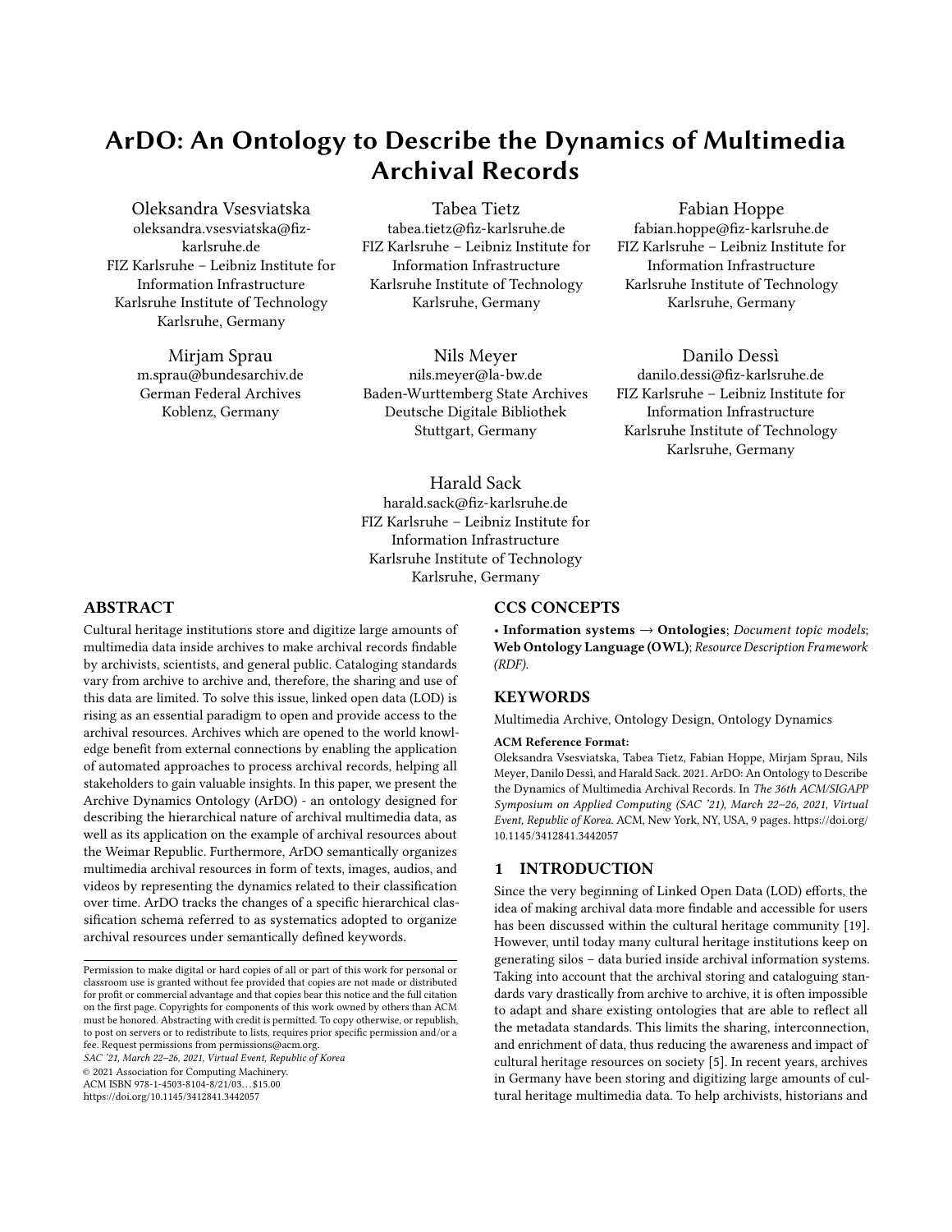# ArDO: An Ontology to Describe the Dynamics of Multimedia Archival Records

Oleksandra Vsesviatska
oleksandra.vsesviatska@fiz-karlsruhe.de
FIZ Karlsruhe – Leibniz Institute for Information Infrastructure
Karlsruhe Institute of Technology
Karlsruhe, Germany

Tabea Tietz
tabea.tietz@fiz-karlsruhe.de
FIZ Karlsruhe – Leibniz Institute for Information Infrastructure
Karlsruhe Institute of Technology
Karlsruhe, Germany

Fabian Hoppe
fabian.hoppe@fiz-karlsruhe.de
FIZ Karlsruhe – Leibniz Institute for Information Infrastructure
Karlsruhe Institute of Technology
Karlsruhe, Germany

Mirjam Sprau
m.sprau@bundesarchiv.de
German Federal Archives
Koblenz, Germany

Nils Meyer
nils.meyer@la-bw.de
Baden-Wurttemberg State Archives
Deutsche Digitale Bibliothek
Stuttgart, Germany

Danilo Dessì
danilo.dessi@fiz-karlsruhe.de
FIZ Karlsruhe – Leibniz Institute for Information Infrastructure
Karlsruhe Institute of Technology
Karlsruhe, Germany

Harald Sack
harald.sack@fiz-karlsruhe.de
FIZ Karlsruhe – Leibniz Institute for Information Infrastructure
Karlsruhe Institute of Technology
Karlsruhe, Germany

## ABSTRACT

Cultural heritage institutions store and digitize large amounts of multimedia data inside archives to make archival records findable by archivists, scientists, and general public. Cataloging standards vary from archive to archive and, therefore, the sharing and use of this data are limited. To solve this issue, linked open data (LOD) is rising as an essential paradigm to open and provide access to the archival resources. Archives which are opened to the world knowledge benefit from external connections by enabling the application of automated approaches to process archival records, helping all stakeholders to gain valuable insights. In this paper, we present the Archive Dynamics Ontology (ArDO) - an ontology designed for describing the hierarchical nature of archival multimedia data, as well as its application on the example of archival resources about the Weimar Republic. Furthermore, ArDO semantically organizes multimedia archival resources in form of texts, images, audios, and videos by representing the dynamics related to their classification over time. ArDO tracks the changes of a specific hierarchical classification schema referred to as systematics adopted to organize archival resources under semantically defined keywords.

## CCS CONCEPTS

• **Information systems → Ontologies**; *Document topic models*; **Web Ontology Language (OWL)**; *Resource Description Framework (RDF)*.

## KEYWORDS

Multimedia Archive, Ontology Design, Ontology Dynamics

**ACM Reference Format:**
Oleksandra Vsesviatska, Tabea Tietz, Fabian Hoppe, Mirjam Sprau, Nils Meyer, Danilo Dessì, and Harald Sack. 2021. ArDO: An Ontology to Describe the Dynamics of Multimedia Archival Records. In *The 36th ACM/SIGAPP Symposium on Applied Computing (SAC '21), March 22–26, 2021, Virtual Event, Republic of Korea.* ACM, New York, NY, USA, 9 pages. https://doi.org/10.1145/3412841.3442057

Permission to make digital or hard copies of all or part of this work for personal or classroom use is granted without fee provided that copies are not made or distributed for profit or commercial advantage and that copies bear this notice and the full citation on the first page. Copyrights for components of this work owned by others than ACM must be honored. Abstracting with credit is permitted. To copy otherwise, or republish, to post on servers or to redistribute to lists, requires prior specific permission and/or a fee. Request permissions from permissions@acm.org.
*SAC '21, March 22–26, 2021, Virtual Event, Republic of Korea*
© 2021 Association for Computing Machinery.
ACM ISBN 978-1-4503-8104-8/21/03...$15.00
https://doi.org/10.1145/3412841.3442057

## 1 INTRODUCTION

Since the very beginning of Linked Open Data (LOD) efforts, the idea of making archival data more findable and accessible for users has been discussed within the cultural heritage community [19]. However, until today many cultural heritage institutions keep on generating silos – data buried inside archival information systems. Taking into account that the archival storing and cataloguing standards vary drastically from archive to archive, it is often impossible to adapt and share existing ontologies that are able to reflect all the metadata standards. This limits the sharing, interconnection, and enrichment of data, thus reducing the awareness and impact of cultural heritage resources on society [5]. In recent years, archives in Germany have been storing and digitizing large amounts of cultural heritage multimedia data. To help archivists, historians and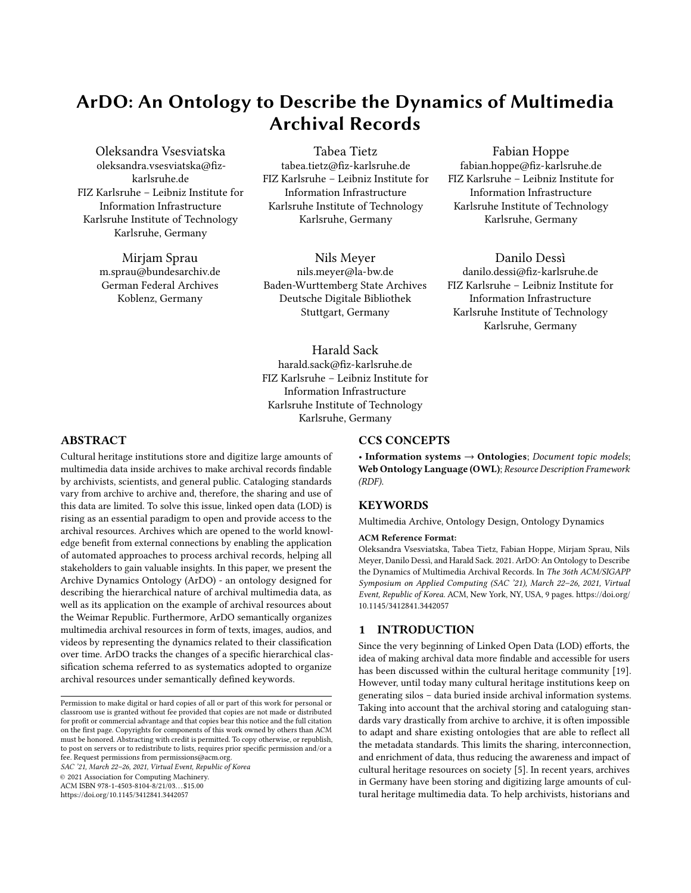# ArDO: An Ontology to Describe the Dynamics of Multimedia Archival Records

Oleksandra Vsesviatska
oleksandra.vsesviatska@fiz-karlsruhe.de
FIZ Karlsruhe – Leibniz Institute for Information Infrastructure
Karlsruhe Institute of Technology
Karlsruhe, Germany

Tabea Tietz
tabea.tietz@fiz-karlsruhe.de
FIZ Karlsruhe – Leibniz Institute for Information Infrastructure
Karlsruhe Institute of Technology
Karlsruhe, Germany

Fabian Hoppe
fabian.hoppe@fiz-karlsruhe.de
FIZ Karlsruhe – Leibniz Institute for Information Infrastructure
Karlsruhe Institute of Technology
Karlsruhe, Germany

Mirjam Sprau
m.sprau@bundesarchiv.de
German Federal Archives
Koblenz, Germany

Nils Meyer
nils.meyer@la-bw.de
Baden-Wurttemberg State Archives
Deutsche Digitale Bibliothek
Stuttgart, Germany

Danilo Dessì
danilo.dessi@fiz-karlsruhe.de
FIZ Karlsruhe – Leibniz Institute for Information Infrastructure
Karlsruhe Institute of Technology
Karlsruhe, Germany

Harald Sack
harald.sack@fiz-karlsruhe.de
FIZ Karlsruhe – Leibniz Institute for Information Infrastructure
Karlsruhe Institute of Technology
Karlsruhe, Germany

## ABSTRACT

Cultural heritage institutions store and digitize large amounts of multimedia data inside archives to make archival records findable by archivists, scientists, and general public. Cataloging standards vary from archive to archive and, therefore, the sharing and use of this data are limited. To solve this issue, linked open data (LOD) is rising as an essential paradigm to open and provide access to the archival resources. Archives which are opened to the world knowledge benefit from external connections by enabling the application of automated approaches to process archival records, helping all stakeholders to gain valuable insights. In this paper, we present the Archive Dynamics Ontology (ArDO) - an ontology designed for describing the hierarchical nature of archival multimedia data, as well as its application on the example of archival resources about the Weimar Republic. Furthermore, ArDO semantically organizes multimedia archival resources in form of texts, images, audios, and videos by representing the dynamics related to their classification over time. ArDO tracks the changes of a specific hierarchical classification schema referred to as systematics adopted to organize archival resources under semantically defined keywords.

## CCS CONCEPTS

• **Information systems** → **Ontologies**; *Document topic models*; **Web Ontology Language (OWL)**; *Resource Description Framework (RDF)*.

## KEYWORDS

Multimedia Archive, Ontology Design, Ontology Dynamics

**ACM Reference Format:**
Oleksandra Vsesviatska, Tabea Tietz, Fabian Hoppe, Mirjam Sprau, Nils Meyer, Danilo Dessì, and Harald Sack. 2021. ArDO: An Ontology to Describe the Dynamics of Multimedia Archival Records. In *The 36th ACM/SIGAPP Symposium on Applied Computing (SAC '21), March 22–26, 2021, Virtual Event, Republic of Korea.* ACM, New York, NY, USA, 9 pages. https://doi.org/10.1145/3412841.3442057

Permission to make digital or hard copies of all or part of this work for personal or classroom use is granted without fee provided that copies are not made or distributed for profit or commercial advantage and that copies bear this notice and the full citation on the first page. Copyrights for components of this work owned by others than ACM must be honored. Abstracting with credit is permitted. To copy otherwise, or republish, to post on servers or to redistribute to lists, requires prior specific permission and/or a fee. Request permissions from permissions@acm.org.
*SAC '21, March 22–26, 2021, Virtual Event, Republic of Korea*
© 2021 Association for Computing Machinery.
ACM ISBN 978-1-4503-8104-8/21/03...$15.00
https://doi.org/10.1145/3412841.3442057

## 1 INTRODUCTION

Since the very beginning of Linked Open Data (LOD) efforts, the idea of making archival data more findable and accessible for users has been discussed within the cultural heritage community [19]. However, until today many cultural heritage institutions keep on generating silos – data buried inside archival information systems. Taking into account that the archival storing and cataloguing standards vary drastically from archive to archive, it is often impossible to adapt and share existing ontologies that are able to reflect all the metadata standards. This limits the sharing, interconnection, and enrichment of data, thus reducing the awareness and impact of cultural heritage resources on society [5]. In recent years, archives in Germany have been storing and digitizing large amounts of cultural heritage multimedia data. To help archivists, historians and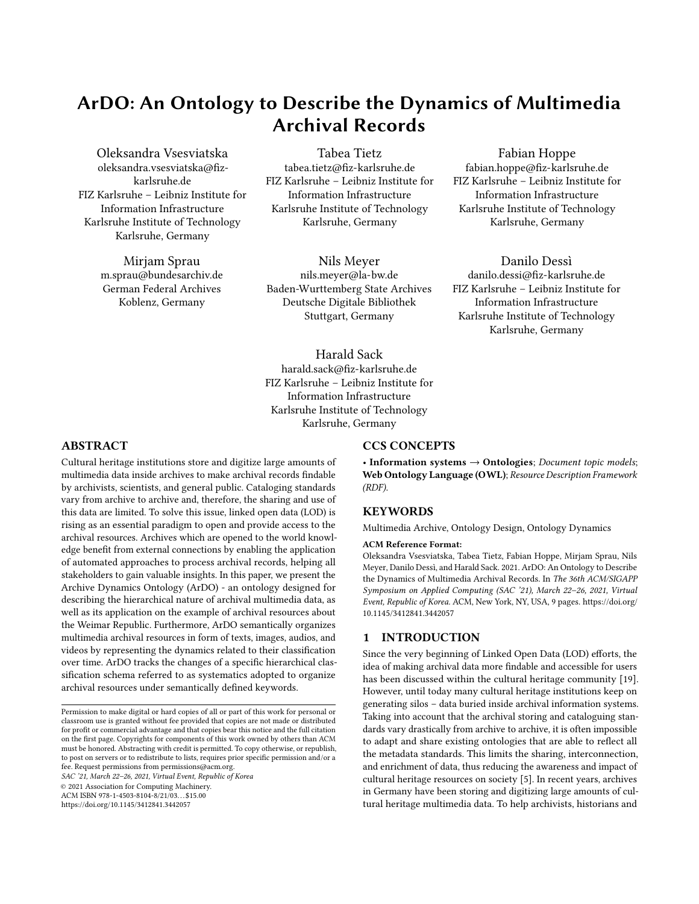# ArDO: An Ontology to Describe the Dynamics of Multimedia Archival Records

Oleksandra Vsesviatska
oleksandra.vsesviatska@fiz-karlsruhe.de
FIZ Karlsruhe – Leibniz Institute for Information Infrastructure
Karlsruhe Institute of Technology
Karlsruhe, Germany

Tabea Tietz
tabea.tietz@fiz-karlsruhe.de
FIZ Karlsruhe – Leibniz Institute for Information Infrastructure
Karlsruhe Institute of Technology
Karlsruhe, Germany

Fabian Hoppe
fabian.hoppe@fiz-karlsruhe.de
FIZ Karlsruhe – Leibniz Institute for Information Infrastructure
Karlsruhe Institute of Technology
Karlsruhe, Germany

Mirjam Sprau
m.sprau@bundesarchiv.de
German Federal Archives
Koblenz, Germany

Nils Meyer
nils.meyer@la-bw.de
Baden-Wurttemberg State Archives
Deutsche Digitale Bibliothek
Stuttgart, Germany

Danilo Dessì
danilo.dessi@fiz-karlsruhe.de
FIZ Karlsruhe – Leibniz Institute for Information Infrastructure
Karlsruhe Institute of Technology
Karlsruhe, Germany

Harald Sack
harald.sack@fiz-karlsruhe.de
FIZ Karlsruhe – Leibniz Institute for Information Infrastructure
Karlsruhe Institute of Technology
Karlsruhe, Germany

## ABSTRACT

Cultural heritage institutions store and digitize large amounts of multimedia data inside archives to make archival records findable by archivists, scientists, and general public. Cataloging standards vary from archive to archive and, therefore, the sharing and use of this data are limited. To solve this issue, linked open data (LOD) is rising as an essential paradigm to open and provide access to the archival resources. Archives which are opened to the world knowledge benefit from external connections by enabling the application of automated approaches to process archival records, helping all stakeholders to gain valuable insights. In this paper, we present the Archive Dynamics Ontology (ArDO) - an ontology designed for describing the hierarchical nature of archival multimedia data, as well as its application on the example of archival resources about the Weimar Republic. Furthermore, ArDO semantically organizes multimedia archival resources in form of texts, images, audios, and videos by representing the dynamics related to their classification over time. ArDO tracks the changes of a specific hierarchical classification schema referred to as systematics adopted to organize archival resources under semantically defined keywords.

Permission to make digital or hard copies of all or part of this work for personal or classroom use is granted without fee provided that copies are not made or distributed for profit or commercial advantage and that copies bear this notice and the full citation on the first page. Copyrights for components of this work owned by others than ACM must be honored. Abstracting with credit is permitted. To copy otherwise, or republish, to post on servers or to redistribute to lists, requires prior specific permission and/or a fee. Request permissions from permissions@acm.org.
*SAC '21, March 22–26, 2021, Virtual Event, Republic of Korea*
© 2021 Association for Computing Machinery.
ACM ISBN 978-1-4503-8104-8/21/03…$15.00
https://doi.org/10.1145/3412841.3442057

## CCS CONCEPTS

• **Information systems** → **Ontologies**; *Document topic models*; **Web Ontology Language (OWL)**; *Resource Description Framework (RDF)*.

## KEYWORDS

Multimedia Archive, Ontology Design, Ontology Dynamics

**ACM Reference Format:**
Oleksandra Vsesviatska, Tabea Tietz, Fabian Hoppe, Mirjam Sprau, Nils Meyer, Danilo Dessì, and Harald Sack. 2021. ArDO: An Ontology to Describe the Dynamics of Multimedia Archival Records. In *The 36th ACM/SIGAPP Symposium on Applied Computing (SAC '21), March 22–26, 2021, Virtual Event, Republic of Korea.* ACM, New York, NY, USA, 9 pages. https://doi.org/10.1145/3412841.3442057

## 1 INTRODUCTION

Since the very beginning of Linked Open Data (LOD) efforts, the idea of making archival data more findable and accessible for users has been discussed within the cultural heritage community [19]. However, until today many cultural heritage institutions keep on generating silos – data buried inside archival information systems. Taking into account that the archival storing and cataloguing standards vary drastically from archive to archive, it is often impossible to adapt and share existing ontologies that are able to reflect all the metadata standards. This limits the sharing, interconnection, and enrichment of data, thus reducing the awareness and impact of cultural heritage resources on society [5]. In recent years, archives in Germany have been storing and digitizing large amounts of cultural heritage multimedia data. To help archivists, historians and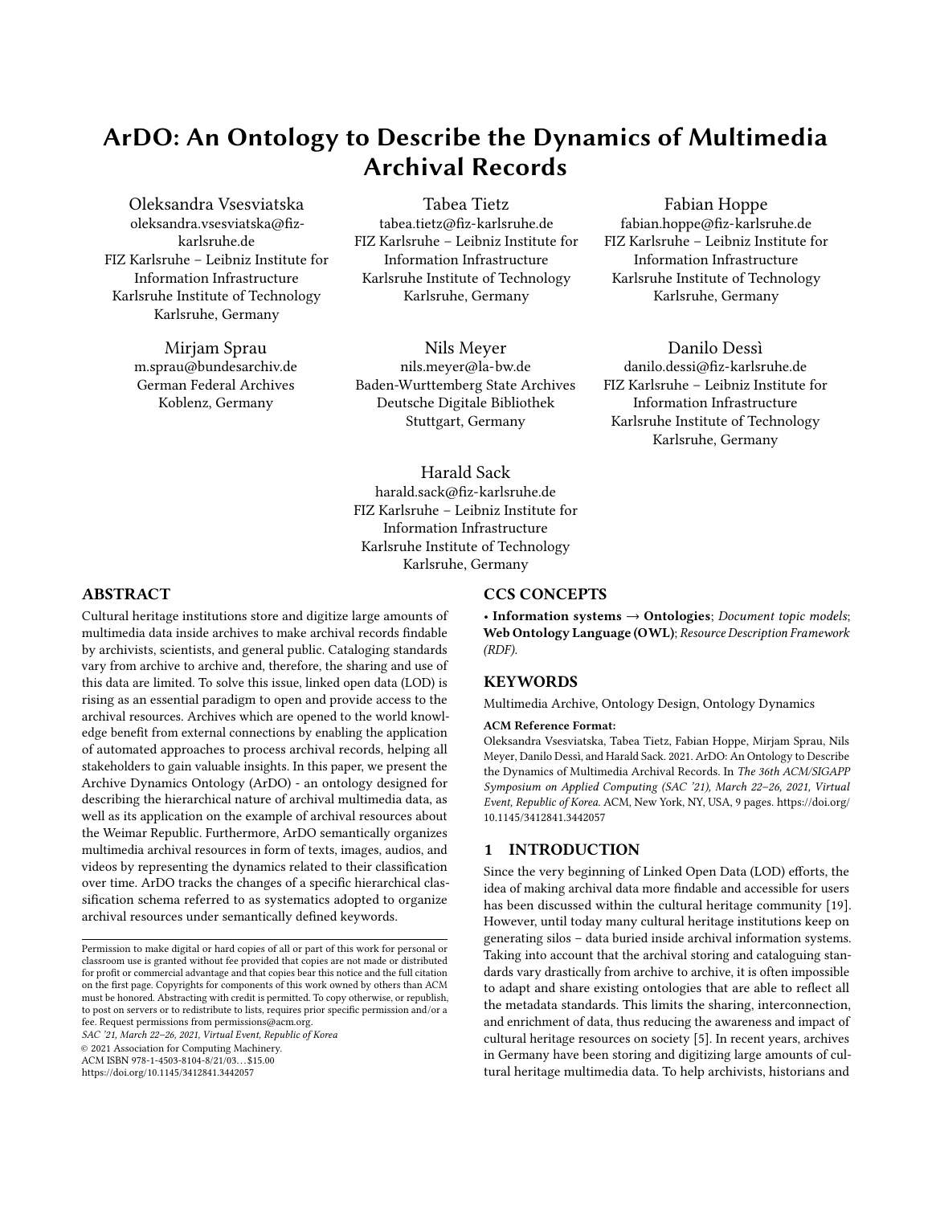# ArDO: An Ontology to Describe the Dynamics of Multimedia Archival Records

Oleksandra Vsesviatska
oleksandra.vsesviatska@fiz-karlsruhe.de
FIZ Karlsruhe – Leibniz Institute for Information Infrastructure
Karlsruhe Institute of Technology
Karlsruhe, Germany

Tabea Tietz
tabea.tietz@fiz-karlsruhe.de
FIZ Karlsruhe – Leibniz Institute for Information Infrastructure
Karlsruhe Institute of Technology
Karlsruhe, Germany

Fabian Hoppe
fabian.hoppe@fiz-karlsruhe.de
FIZ Karlsruhe – Leibniz Institute for Information Infrastructure
Karlsruhe Institute of Technology
Karlsruhe, Germany

Mirjam Sprau
m.sprau@bundesarchiv.de
German Federal Archives
Koblenz, Germany

Nils Meyer
nils.meyer@la-bw.de
Baden-Wurttemberg State Archives
Deutsche Digitale Bibliothek
Stuttgart, Germany

Danilo Dessì
danilo.dessi@fiz-karlsruhe.de
FIZ Karlsruhe – Leibniz Institute for Information Infrastructure
Karlsruhe Institute of Technology
Karlsruhe, Germany

Harald Sack
harald.sack@fiz-karlsruhe.de
FIZ Karlsruhe – Leibniz Institute for Information Infrastructure
Karlsruhe Institute of Technology
Karlsruhe, Germany

## ABSTRACT

Cultural heritage institutions store and digitize large amounts of multimedia data inside archives to make archival records findable by archivists, scientists, and general public. Cataloging standards vary from archive to archive and, therefore, the sharing and use of this data are limited. To solve this issue, linked open data (LOD) is rising as an essential paradigm to open and provide access to the archival resources. Archives which are opened to the world knowledge benefit from external connections by enabling the application of automated approaches to process archival records, helping all stakeholders to gain valuable insights. In this paper, we present the Archive Dynamics Ontology (ArDO) - an ontology designed for describing the hierarchical nature of archival multimedia data, as well as its application on the example of archival resources about the Weimar Republic. Furthermore, ArDO semantically organizes multimedia archival resources in form of texts, images, audios, and videos by representing the dynamics related to their classification over time. ArDO tracks the changes of a specific hierarchical classification schema referred to as systematics adopted to organize archival resources under semantically defined keywords.

## CCS CONCEPTS

• **Information systems → Ontologies**; *Document topic models*; **Web Ontology Language (OWL)**; *Resource Description Framework (RDF)*.

## KEYWORDS

Multimedia Archive, Ontology Design, Ontology Dynamics

**ACM Reference Format:**
Oleksandra Vsesviatska, Tabea Tietz, Fabian Hoppe, Mirjam Sprau, Nils Meyer, Danilo Dessì, and Harald Sack. 2021. ArDO: An Ontology to Describe the Dynamics of Multimedia Archival Records. In *The 36th ACM/SIGAPP Symposium on Applied Computing (SAC '21), March 22–26, 2021, Virtual Event, Republic of Korea.* ACM, New York, NY, USA, 9 pages. https://doi.org/10.1145/3412841.3442057

Permission to make digital or hard copies of all or part of this work for personal or classroom use is granted without fee provided that copies are not made or distributed for profit or commercial advantage and that copies bear this notice and the full citation on the first page. Copyrights for components of this work owned by others than ACM must be honored. Abstracting with credit is permitted. To copy otherwise, or republish, to post on servers or to redistribute to lists, requires prior specific permission and/or a fee. Request permissions from permissions@acm.org.
*SAC '21, March 22–26, 2021, Virtual Event, Republic of Korea*
© 2021 Association for Computing Machinery.
ACM ISBN 978-1-4503-8104-8/21/03…$15.00
https://doi.org/10.1145/3412841.3442057

## 1 INTRODUCTION

Since the very beginning of Linked Open Data (LOD) efforts, the idea of making archival data more findable and accessible for users has been discussed within the cultural heritage community [19]. However, until today many cultural heritage institutions keep on generating silos – data buried inside archival information systems. Taking into account that the archival storing and cataloguing standards vary drastically from archive to archive, it is often impossible to adapt and share existing ontologies that are able to reflect all the metadata standards. This limits the sharing, interconnection, and enrichment of data, thus reducing the awareness and impact of cultural heritage resources on society [5]. In recent years, archives in Germany have been storing and digitizing large amounts of cultural heritage multimedia data. To help archivists, historians and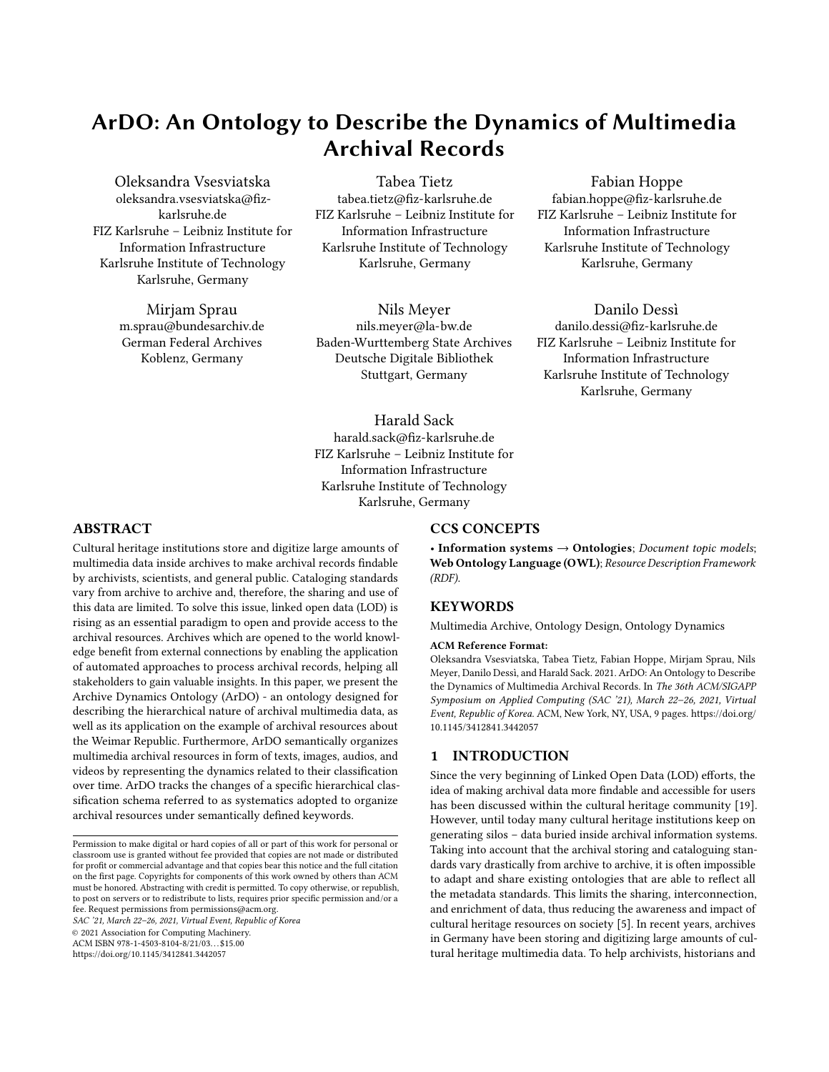# ArDO: An Ontology to Describe the Dynamics of Multimedia Archival Records

Oleksandra Vsesviatska
oleksandra.vsesviatska@fiz-karlsruhe.de
FIZ Karlsruhe – Leibniz Institute for Information Infrastructure
Karlsruhe Institute of Technology
Karlsruhe, Germany

Tabea Tietz
tabea.tietz@fiz-karlsruhe.de
FIZ Karlsruhe – Leibniz Institute for Information Infrastructure
Karlsruhe Institute of Technology
Karlsruhe, Germany

Fabian Hoppe
fabian.hoppe@fiz-karlsruhe.de
FIZ Karlsruhe – Leibniz Institute for Information Infrastructure
Karlsruhe Institute of Technology
Karlsruhe, Germany

Mirjam Sprau
m.sprau@bundesarchiv.de
German Federal Archives
Koblenz, Germany

Nils Meyer
nils.meyer@la-bw.de
Baden-Wurttemberg State Archives
Deutsche Digitale Bibliothek
Stuttgart, Germany

Danilo Dessì
danilo.dessi@fiz-karlsruhe.de
FIZ Karlsruhe – Leibniz Institute for Information Infrastructure
Karlsruhe Institute of Technology
Karlsruhe, Germany

Harald Sack
harald.sack@fiz-karlsruhe.de
FIZ Karlsruhe – Leibniz Institute for Information Infrastructure
Karlsruhe Institute of Technology
Karlsruhe, Germany

## ABSTRACT

Cultural heritage institutions store and digitize large amounts of multimedia data inside archives to make archival records findable by archivists, scientists, and general public. Cataloging standards vary from archive to archive and, therefore, the sharing and use of this data are limited. To solve this issue, linked open data (LOD) is rising as an essential paradigm to open and provide access to the archival resources. Archives which are opened to the world knowledge benefit from external connections by enabling the application of automated approaches to process archival records, helping all stakeholders to gain valuable insights. In this paper, we present the Archive Dynamics Ontology (ArDO) - an ontology designed for describing the hierarchical nature of archival multimedia data, as well as its application on the example of archival resources about the Weimar Republic. Furthermore, ArDO semantically organizes multimedia archival resources in form of texts, images, audios, and videos by representing the dynamics related to their classification over time. ArDO tracks the changes of a specific hierarchical classification schema referred to as systematics adopted to organize archival resources under semantically defined keywords.

## CCS CONCEPTS

• **Information systems → Ontologies**; *Document topic models*; **Web Ontology Language (OWL)**; *Resource Description Framework (RDF)*.

## KEYWORDS

Multimedia Archive, Ontology Design, Ontology Dynamics

**ACM Reference Format:**
Oleksandra Vsesviatska, Tabea Tietz, Fabian Hoppe, Mirjam Sprau, Nils Meyer, Danilo Dessì, and Harald Sack. 2021. ArDO: An Ontology to Describe the Dynamics of Multimedia Archival Records. In *The 36th ACM/SIGAPP Symposium on Applied Computing (SAC '21), March 22–26, 2021, Virtual Event, Republic of Korea.* ACM, New York, NY, USA, 9 pages. https://doi.org/10.1145/3412841.3442057

Permission to make digital or hard copies of all or part of this work for personal or classroom use is granted without fee provided that copies are not made or distributed for profit or commercial advantage and that copies bear this notice and the full citation on the first page. Copyrights for components of this work owned by others than ACM must be honored. Abstracting with credit is permitted. To copy otherwise, or republish, to post on servers or to redistribute to lists, requires prior specific permission and/or a fee. Request permissions from permissions@acm.org.
*SAC '21, March 22–26, 2021, Virtual Event, Republic of Korea*
© 2021 Association for Computing Machinery.
ACM ISBN 978-1-4503-8104-8/21/03…$15.00
https://doi.org/10.1145/3412841.3442057

## 1 INTRODUCTION

Since the very beginning of Linked Open Data (LOD) efforts, the idea of making archival data more findable and accessible for users has been discussed within the cultural heritage community [19]. However, until today many cultural heritage institutions keep on generating silos – data buried inside archival information systems. Taking into account that the archival storing and cataloguing standards vary drastically from archive to archive, it is often impossible to adapt and share existing ontologies that are able to reflect all the metadata standards. This limits the sharing, interconnection, and enrichment of data, thus reducing the awareness and impact of cultural heritage resources on society [5]. In recent years, archives in Germany have been storing and digitizing large amounts of cultural heritage multimedia data. To help archivists, historians and